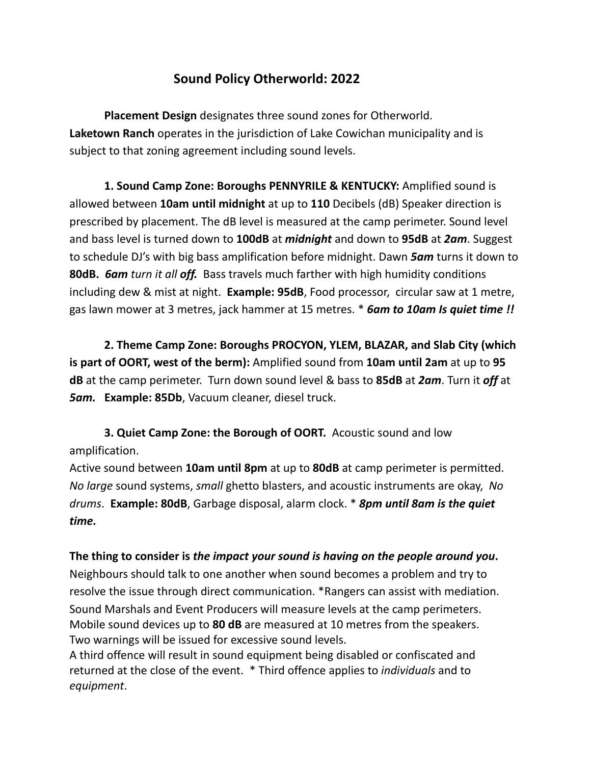# Sound Policy Otherworld: 2022

**Placement Design** designates three sound zones for Otherworld.
**Laketown Ranch** operates in the jurisdiction of Lake Cowichan municipality and is subject to that zoning agreement including sound levels.

**1. Sound Camp Zone: Boroughs PENNYRILE & KENTUCKY:** Amplified sound is allowed between **10am until midnight** at up to **110** Decibels (dB) Speaker direction is prescribed by placement. The dB level is measured at the camp perimeter. Sound level and bass level is turned down to **100dB** at ***midnight*** and down to **95dB** at ***2am***. Suggest to schedule DJ's with big bass amplification before midnight. Dawn ***5am*** turns it down to **80dB.** ***6am*** *turn it all* ***off.*** Bass travels much farther with high humidity conditions including dew & mist at night. **Example: 95dB**, Food processor, circular saw at 1 metre, gas lawn mower at 3 metres, jack hammer at 15 metres. * ***6am to 10am Is quiet time !!***

**2. Theme Camp Zone: Boroughs PROCYON, YLEM, BLAZAR, and Slab City (which is part of OORT, west of the berm):** Amplified sound from **10am until 2am** at up to **95 dB** at the camp perimeter. Turn down sound level & bass to **85dB** at ***2am***. Turn it ***off*** at ***5am.*** **Example: 85Db**, Vacuum cleaner, diesel truck.

**3. Quiet Camp Zone: the Borough of OORT.** Acoustic sound and low amplification.
Active sound between **10am until 8pm** at up to **80dB** at camp perimeter is permitted. *No large* sound systems, *small* ghetto blasters, and acoustic instruments are okay, *No drums*. **Example: 80dB**, Garbage disposal, alarm clock. * ***8pm until 8am is the quiet time.***

**The thing to consider is *the impact your sound is having on the people around you*.**
Neighbours should talk to one another when sound becomes a problem and try to resolve the issue through direct communication. *Rangers can assist with mediation.
Sound Marshals and Event Producers will measure levels at the camp perimeters.
Mobile sound devices up to **80 dB** are measured at 10 metres from the speakers.
Two warnings will be issued for excessive sound levels.
A third offence will result in sound equipment being disabled or confiscated and returned at the close of the event. * Third offence applies to *individuals* and to *equipment*.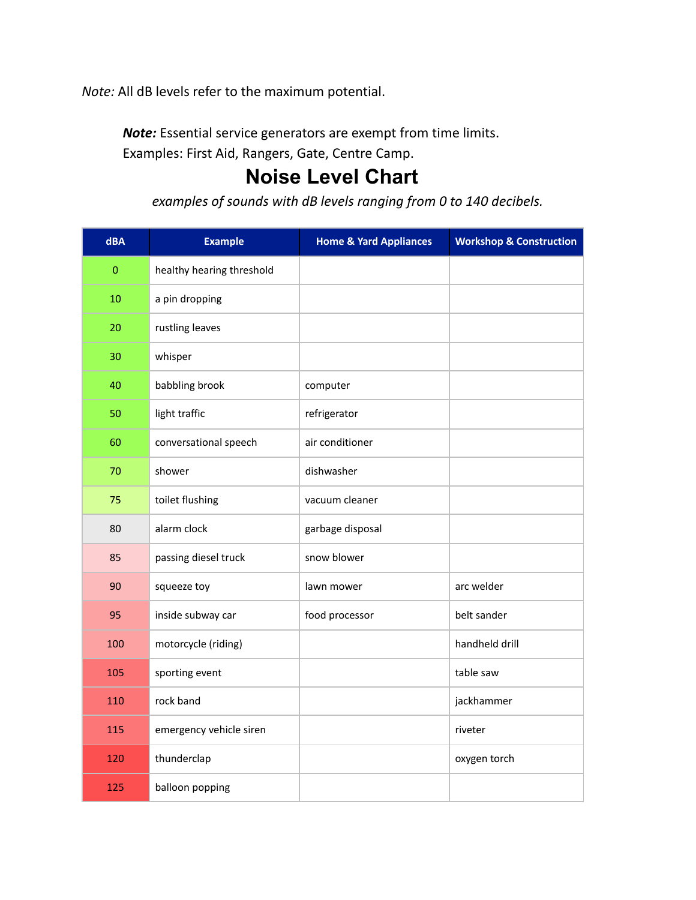*Note:* All dB levels refer to the maximum potential.

***Note:*** Essential service generators are exempt from time limits. Examples: First Aid, Rangers, Gate, Centre Camp.

# Noise Level Chart

*examples of sounds with dB levels ranging from 0 to 140 decibels.*

| dBA | Example | Home & Yard Appliances | Workshop & Construction |
|---|---|---|---|
| 0 | healthy hearing threshold | | |
| 10 | a pin dropping | | |
| 20 | rustling leaves | | |
| 30 | whisper | | |
| 40 | babbling brook | computer | |
| 50 | light traffic | refrigerator | |
| 60 | conversational speech | air conditioner | |
| 70 | shower | dishwasher | |
| 75 | toilet flushing | vacuum cleaner | |
| 80 | alarm clock | garbage disposal | |
| 85 | passing diesel truck | snow blower | |
| 90 | squeeze toy | lawn mower | arc welder |
| 95 | inside subway car | food processor | belt sander |
| 100 | motorcycle (riding) | | handheld drill |
| 105 | sporting event | | table saw |
| 110 | rock band | | jackhammer |
| 115 | emergency vehicle siren | | riveter |
| 120 | thunderclap | | oxygen torch |
| 125 | balloon popping | | |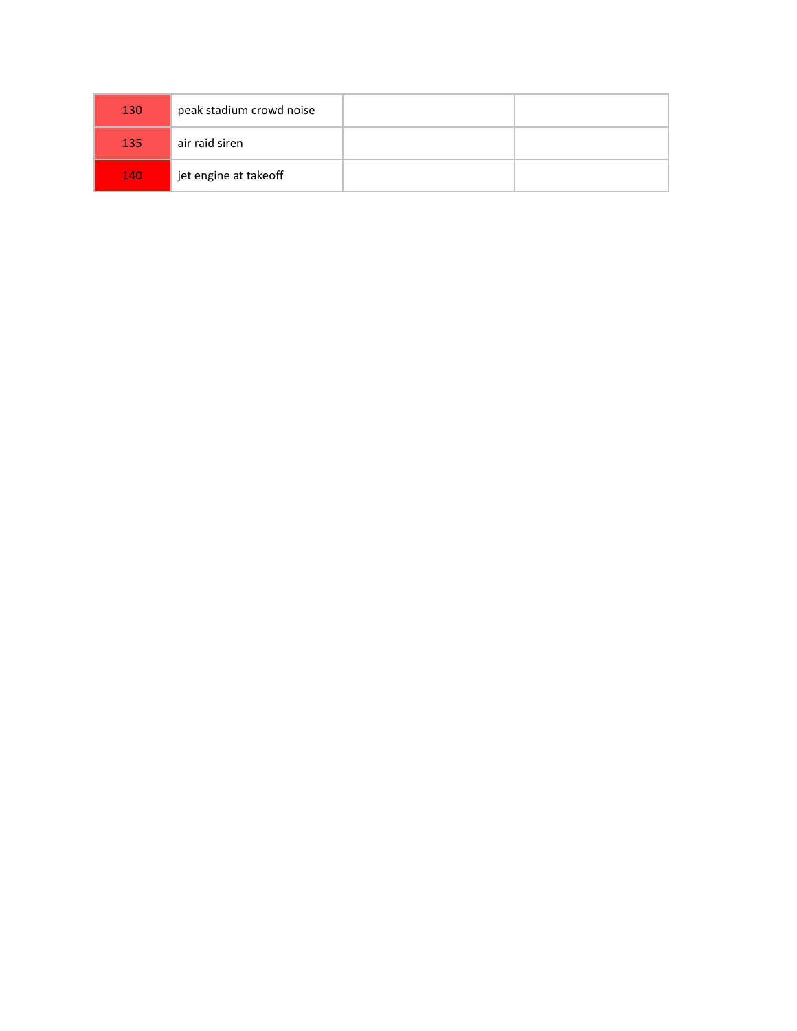| | | | |
|---|---|---|---|
| 130 | peak stadium crowd noise | | |
| 135 | air raid siren | | |
| 140 | jet engine at takeoff | | |